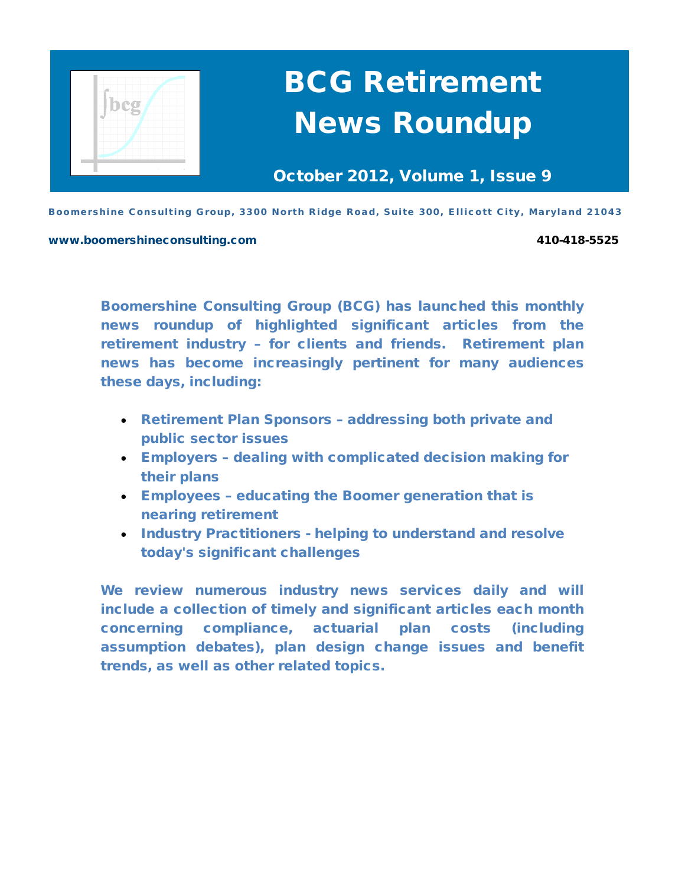# BCG Retirement News Roundup

**October 2012, Volume 1, Issue 9**

Boomershine Consulting Group, 3300 North Ridge Road, Suite 300, Ellicott City, Maryland 21043

www.boomershineconsulting.com 410-418-5525

**Boomershine Consulting Group (BCG) has launched this monthly news roundup of highlighted significant articles from the retirement industry – for clients and friends. Retirement plan news has become increasingly pertinent for many audiences these days, including:**

- **Retirement Plan Sponsors – addressing both private and public sector issues**
- **Employers – dealing with complicated decision making for their plans**
- **Employees – educating the Boomer generation that is nearing retirement**
- **Industry Practitioners - helping to understand and resolve today's significant challenges**

**We review numerous industry news services daily and will include a collection of timely and significant articles each month concerning compliance, actuarial plan costs (including assumption debates), plan design change issues and benefit trends, as well as other related topics.**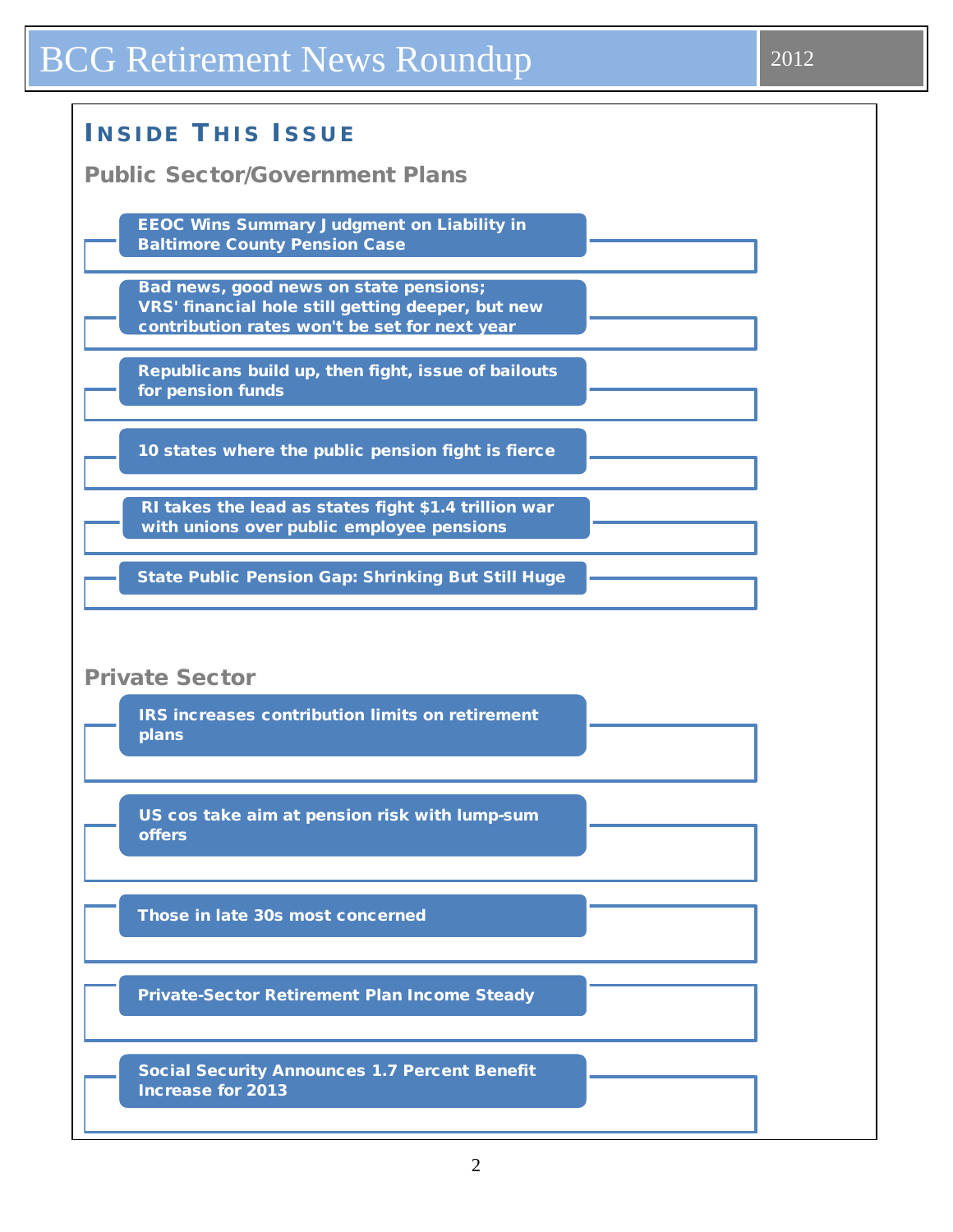## Inside This Issue

### Public Sector/Government Plans

- EEOC Wins Summary Judgment on Liability in Baltimore County Pension Case
- Bad news, good news on state pensions; VRS' financial hole still getting deeper, but new contribution rates won't be set for next year
- Republicans build up, then fight, issue of bailouts for pension funds
- 10 states where the public pension fight is fierce
- RI takes the lead as states fight $1.4 trillion war with unions over public employee pensions
- State Public Pension Gap: Shrinking But Still Huge

### Private Sector

- IRS increases contribution limits on retirement plans
- US cos take aim at pension risk with lump-sum offers
- Those in late 30s most concerned
- Private-Sector Retirement Plan Income Steady
- Social Security Announces 1.7 Percent Benefit Increase for 2013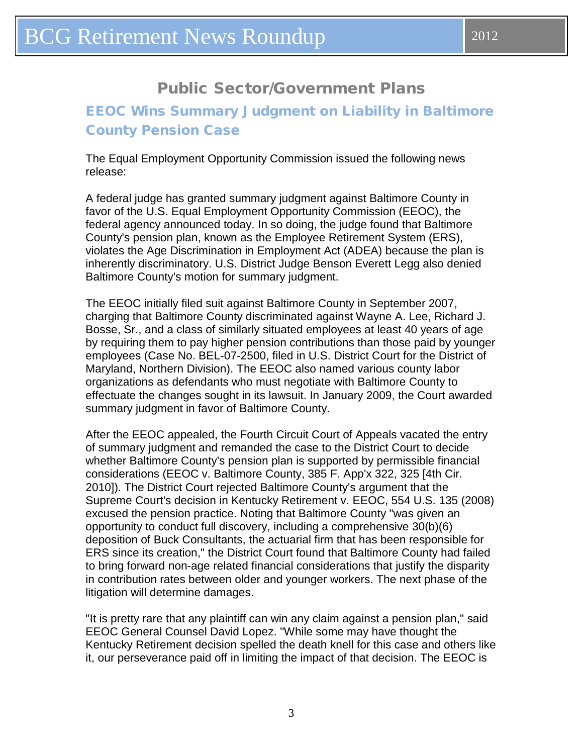## Public Sector/Government Plans

### EEOC Wins Summary Judgment on Liability in Baltimore County Pension Case

The Equal Employment Opportunity Commission issued the following news release:

A federal judge has granted summary judgment against Baltimore County in favor of the U.S. Equal Employment Opportunity Commission (EEOC), the federal agency announced today. In so doing, the judge found that Baltimore County's pension plan, known as the Employee Retirement System (ERS), violates the Age Discrimination in Employment Act (ADEA) because the plan is inherently discriminatory. U.S. District Judge Benson Everett Legg also denied Baltimore County's motion for summary judgment.

The EEOC initially filed suit against Baltimore County in September 2007, charging that Baltimore County discriminated against Wayne A. Lee, Richard J. Bosse, Sr., and a class of similarly situated employees at least 40 years of age by requiring them to pay higher pension contributions than those paid by younger employees (Case No. BEL-07-2500, filed in U.S. District Court for the District of Maryland, Northern Division). The EEOC also named various county labor organizations as defendants who must negotiate with Baltimore County to effectuate the changes sought in its lawsuit. In January 2009, the Court awarded summary judgment in favor of Baltimore County.

After the EEOC appealed, the Fourth Circuit Court of Appeals vacated the entry of summary judgment and remanded the case to the District Court to decide whether Baltimore County's pension plan is supported by permissible financial considerations (EEOC v. Baltimore County, 385 F. App'x 322, 325 [4th Cir. 2010]). The District Court rejected Baltimore County's argument that the Supreme Court's decision in Kentucky Retirement v. EEOC, 554 U.S. 135 (2008) excused the pension practice. Noting that Baltimore County "was given an opportunity to conduct full discovery, including a comprehensive 30(b)(6) deposition of Buck Consultants, the actuarial firm that has been responsible for ERS since its creation," the District Court found that Baltimore County had failed to bring forward non-age related financial considerations that justify the disparity in contribution rates between older and younger workers. The next phase of the litigation will determine damages.

"It is pretty rare that any plaintiff can win any claim against a pension plan," said EEOC General Counsel David Lopez. "While some may have thought the Kentucky Retirement decision spelled the death knell for this case and others like it, our perseverance paid off in limiting the impact of that decision. The EEOC is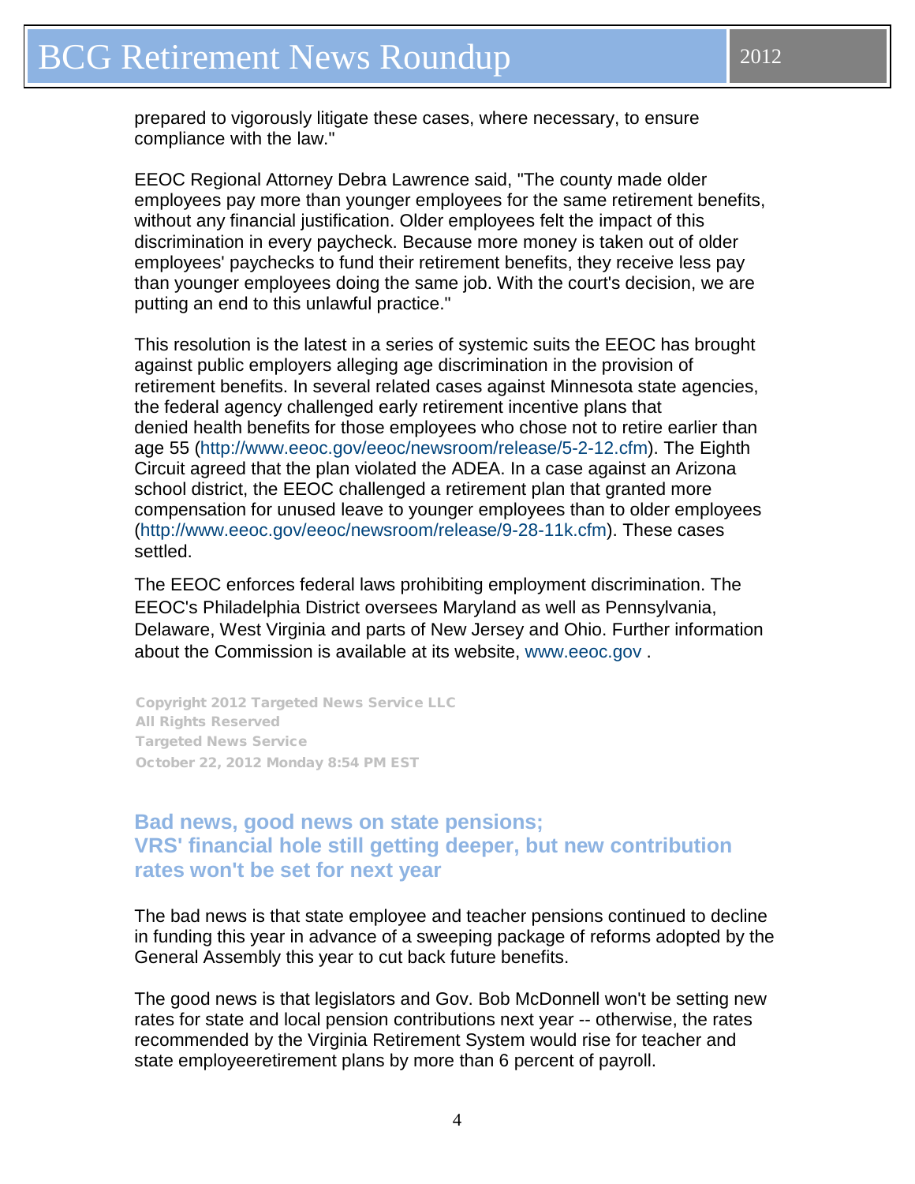prepared to vigorously litigate these cases, where necessary, to ensure compliance with the law."

EEOC Regional Attorney Debra Lawrence said, "The county made older employees pay more than younger employees for the same retirement benefits, without any financial justification. Older employees felt the impact of this discrimination in every paycheck. Because more money is taken out of older employees' paychecks to fund their retirement benefits, they receive less pay than younger employees doing the same job. With the court's decision, we are putting an end to this unlawful practice."

This resolution is the latest in a series of systemic suits the EEOC has brought against public employers alleging age discrimination in the provision of retirement benefits. In several related cases against Minnesota state agencies, the federal agency challenged early retirement incentive plans that denied health benefits for those employees who chose not to retire earlier than age 55 (http://www.eeoc.gov/eeoc/newsroom/release/5-2-12.cfm). The Eighth Circuit agreed that the plan violated the ADEA. In a case against an Arizona school district, the EEOC challenged a retirement plan that granted more compensation for unused leave to younger employees than to older employees (http://www.eeoc.gov/eeoc/newsroom/release/9-28-11k.cfm). These cases settled.

The EEOC enforces federal laws prohibiting employment discrimination. The EEOC's Philadelphia District oversees Maryland as well as Pennsylvania, Delaware, West Virginia and parts of New Jersey and Ohio. Further information about the Commission is available at its website, www.eeoc.gov .

Copyright 2012 Targeted News Service LLC
All Rights Reserved
Targeted News Service
October 22, 2012 Monday 8:54 PM EST

## Bad news, good news on state pensions; VRS' financial hole still getting deeper, but new contribution rates won't be set for next year

The bad news is that state employee and teacher pensions continued to decline in funding this year in advance of a sweeping package of reforms adopted by the General Assembly this year to cut back future benefits.

The good news is that legislators and Gov. Bob McDonnell won't be setting new rates for state and local pension contributions next year -- otherwise, the rates recommended by the Virginia Retirement System would rise for teacher and state employeeretirement plans by more than 6 percent of payroll.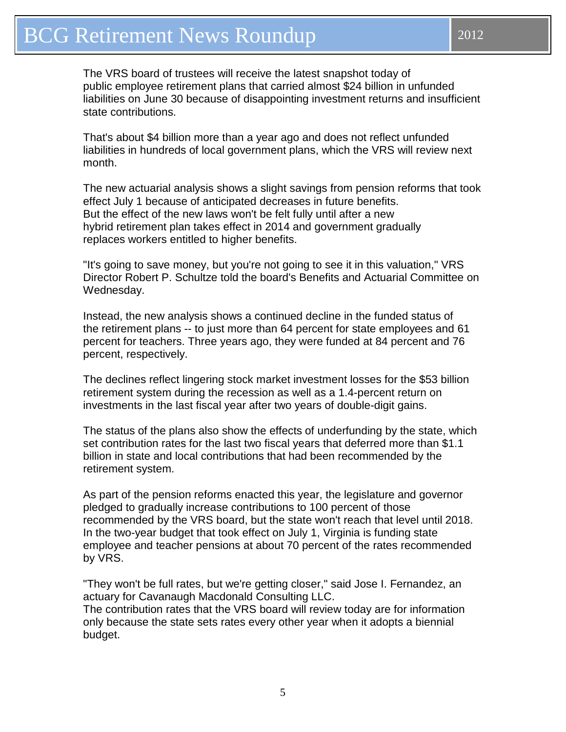The VRS board of trustees will receive the latest snapshot today of public employee retirement plans that carried almost $24 billion in unfunded liabilities on June 30 because of disappointing investment returns and insufficient state contributions.

That's about $4 billion more than a year ago and does not reflect unfunded liabilities in hundreds of local government plans, which the VRS will review next month.

The new actuarial analysis shows a slight savings from pension reforms that took effect July 1 because of anticipated decreases in future benefits. But the effect of the new laws won't be felt fully until after a new hybrid retirement plan takes effect in 2014 and government gradually replaces workers entitled to higher benefits.

"It's going to save money, but you're not going to see it in this valuation," VRS Director Robert P. Schultze told the board's Benefits and Actuarial Committee on Wednesday.

Instead, the new analysis shows a continued decline in the funded status of the retirement plans -- to just more than 64 percent for state employees and 61 percent for teachers. Three years ago, they were funded at 84 percent and 76 percent, respectively.

The declines reflect lingering stock market investment losses for the $53 billion retirement system during the recession as well as a 1.4-percent return on investments in the last fiscal year after two years of double-digit gains.

The status of the plans also show the effects of underfunding by the state, which set contribution rates for the last two fiscal years that deferred more than $1.1 billion in state and local contributions that had been recommended by the retirement system.

As part of the pension reforms enacted this year, the legislature and governor pledged to gradually increase contributions to 100 percent of those recommended by the VRS board, but the state won't reach that level until 2018. In the two-year budget that took effect on July 1, Virginia is funding state employee and teacher pensions at about 70 percent of the rates recommended by VRS.

"They won't be full rates, but we're getting closer," said Jose I. Fernandez, an actuary for Cavanaugh Macdonald Consulting LLC.
The contribution rates that the VRS board will review today are for information only because the state sets rates every other year when it adopts a biennial budget.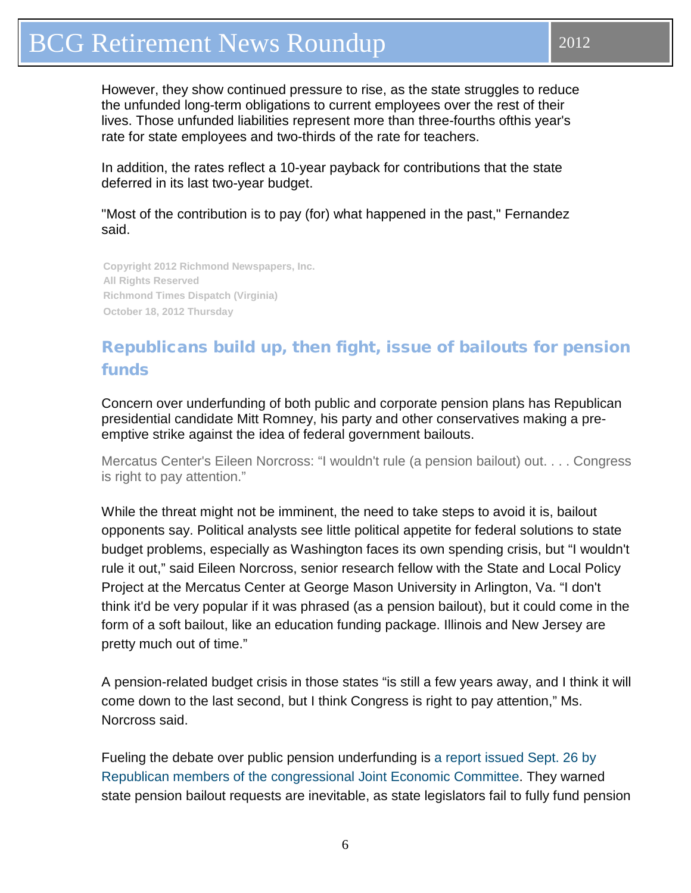However, they show continued pressure to rise, as the state struggles to reduce the unfunded long-term obligations to current employees over the rest of their lives. Those unfunded liabilities represent more than three-fourths ofthis year's rate for state employees and two-thirds of the rate for teachers.

In addition, the rates reflect a 10-year payback for contributions that the state deferred in its last two-year budget.

"Most of the contribution is to pay (for) what happened in the past," Fernandez said.

**Copyright 2012 Richmond Newspapers, Inc.**
**All Rights Reserved**
**Richmond Times Dispatch (Virginia)**
**October 18, 2012 Thursday**

## Republicans build up, then fight, issue of bailouts for pension funds

Concern over underfunding of both public and corporate pension plans has Republican presidential candidate Mitt Romney, his party and other conservatives making a pre-emptive strike against the idea of federal government bailouts.

Mercatus Center's Eileen Norcross: "I wouldn't rule (a pension bailout) out. . . . Congress is right to pay attention."

While the threat might not be imminent, the need to take steps to avoid it is, bailout opponents say. Political analysts see little political appetite for federal solutions to state budget problems, especially as Washington faces its own spending crisis, but "I wouldn't rule it out," said Eileen Norcross, senior research fellow with the State and Local Policy Project at the Mercatus Center at George Mason University in Arlington, Va. "I don't think it'd be very popular if it was phrased (as a pension bailout), but it could come in the form of a soft bailout, like an education funding package. Illinois and New Jersey are pretty much out of time."

A pension-related budget crisis in those states "is still a few years away, and I think it will come down to the last second, but I think Congress is right to pay attention," Ms. Norcross said.

Fueling the debate over public pension underfunding is a report issued Sept. 26 by Republican members of the congressional Joint Economic Committee. They warned state pension bailout requests are inevitable, as state legislators fail to fully fund pension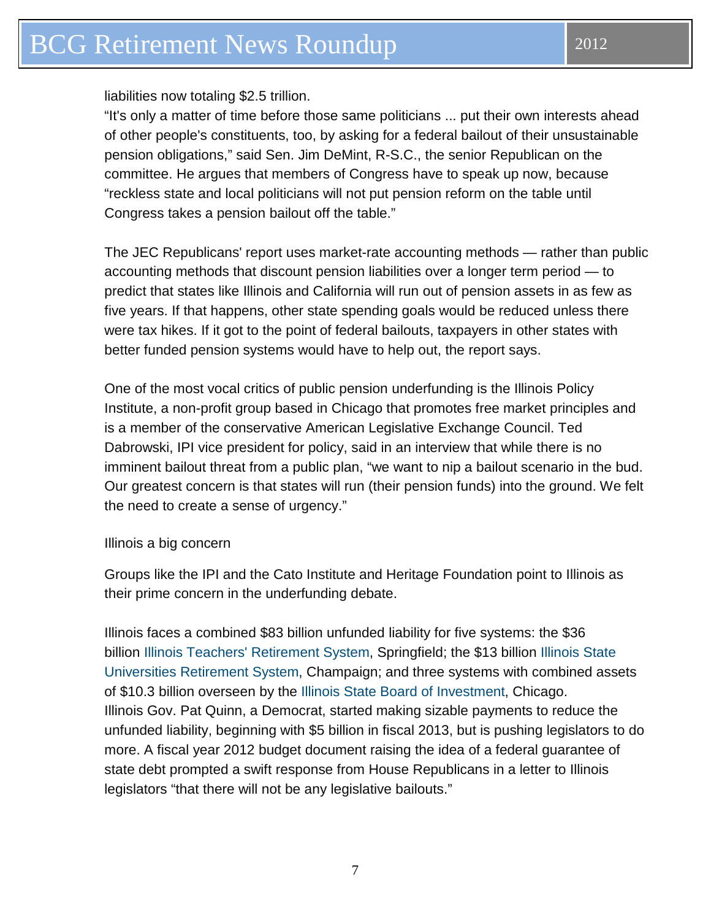liabilities now totaling $2.5 trillion.

"It's only a matter of time before those same politicians ... put their own interests ahead of other people's constituents, too, by asking for a federal bailout of their unsustainable pension obligations," said Sen. Jim DeMint, R-S.C., the senior Republican on the committee. He argues that members of Congress have to speak up now, because "reckless state and local politicians will not put pension reform on the table until Congress takes a pension bailout off the table."

The JEC Republicans' report uses market-rate accounting methods — rather than public accounting methods that discount pension liabilities over a longer term period — to predict that states like Illinois and California will run out of pension assets in as few as five years. If that happens, other state spending goals would be reduced unless there were tax hikes. If it got to the point of federal bailouts, taxpayers in other states with better funded pension systems would have to help out, the report says.

One of the most vocal critics of public pension underfunding is the Illinois Policy Institute, a non-profit group based in Chicago that promotes free market principles and is a member of the conservative American Legislative Exchange Council. Ted Dabrowski, IPI vice president for policy, said in an interview that while there is no imminent bailout threat from a public plan, "we want to nip a bailout scenario in the bud. Our greatest concern is that states will run (their pension funds) into the ground. We felt the need to create a sense of urgency."

Illinois a big concern

Groups like the IPI and the Cato Institute and Heritage Foundation point to Illinois as their prime concern in the underfunding debate.

Illinois faces a combined $83 billion unfunded liability for five systems: the $36 billion Illinois Teachers' Retirement System, Springfield; the $13 billion Illinois State Universities Retirement System, Champaign; and three systems with combined assets of $10.3 billion overseen by the Illinois State Board of Investment, Chicago.

Illinois Gov. Pat Quinn, a Democrat, started making sizable payments to reduce the unfunded liability, beginning with $5 billion in fiscal 2013, but is pushing legislators to do more. A fiscal year 2012 budget document raising the idea of a federal guarantee of state debt prompted a swift response from House Republicans in a letter to Illinois legislators "that there will not be any legislative bailouts."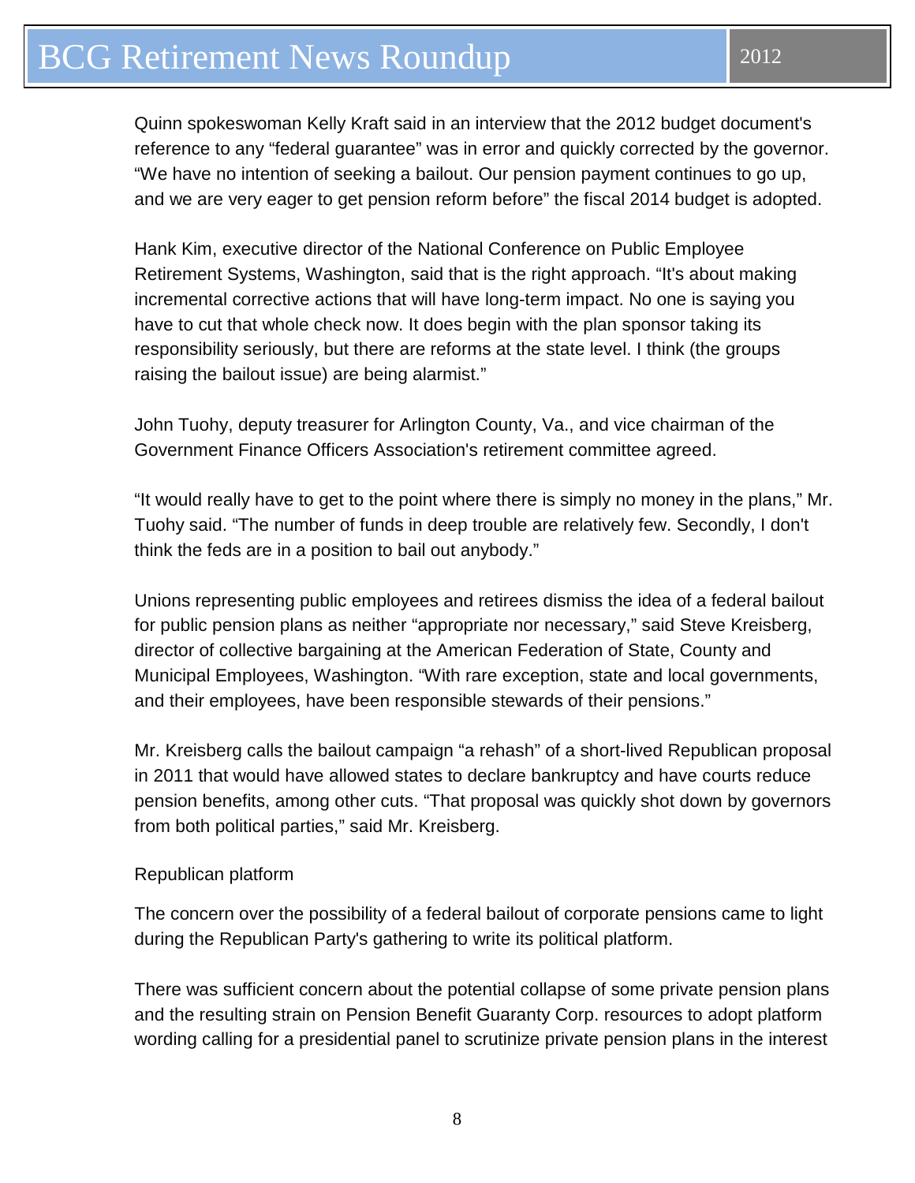Quinn spokeswoman Kelly Kraft said in an interview that the 2012 budget document's reference to any "federal guarantee" was in error and quickly corrected by the governor. "We have no intention of seeking a bailout. Our pension payment continues to go up, and we are very eager to get pension reform before" the fiscal 2014 budget is adopted.

Hank Kim, executive director of the National Conference on Public Employee Retirement Systems, Washington, said that is the right approach. "It's about making incremental corrective actions that will have long-term impact. No one is saying you have to cut that whole check now. It does begin with the plan sponsor taking its responsibility seriously, but there are reforms at the state level. I think (the groups raising the bailout issue) are being alarmist."

John Tuohy, deputy treasurer for Arlington County, Va., and vice chairman of the Government Finance Officers Association's retirement committee agreed.

"It would really have to get to the point where there is simply no money in the plans," Mr. Tuohy said. "The number of funds in deep trouble are relatively few. Secondly, I don't think the feds are in a position to bail out anybody."

Unions representing public employees and retirees dismiss the idea of a federal bailout for public pension plans as neither "appropriate nor necessary," said Steve Kreisberg, director of collective bargaining at the American Federation of State, County and Municipal Employees, Washington. "With rare exception, state and local governments, and their employees, have been responsible stewards of their pensions."

Mr. Kreisberg calls the bailout campaign "a rehash" of a short-lived Republican proposal in 2011 that would have allowed states to declare bankruptcy and have courts reduce pension benefits, among other cuts. "That proposal was quickly shot down by governors from both political parties," said Mr. Kreisberg.

Republican platform

The concern over the possibility of a federal bailout of corporate pensions came to light during the Republican Party's gathering to write its political platform.

There was sufficient concern about the potential collapse of some private pension plans and the resulting strain on Pension Benefit Guaranty Corp. resources to adopt platform wording calling for a presidential panel to scrutinize private pension plans in the interest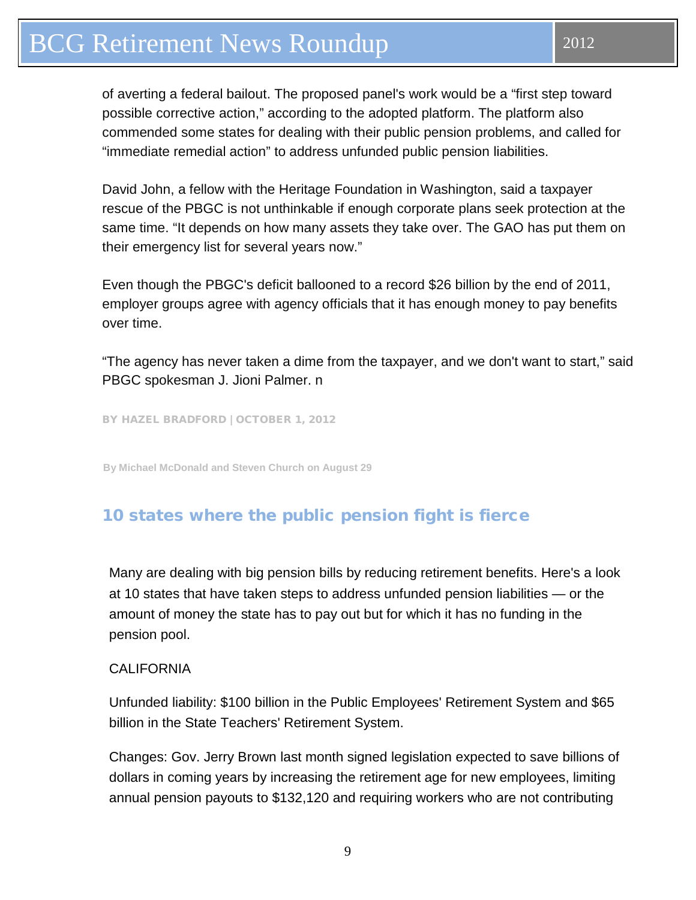of averting a federal bailout. The proposed panel's work would be a “first step toward possible corrective action,” according to the adopted platform. The platform also commended some states for dealing with their public pension problems, and called for “immediate remedial action” to address unfunded public pension liabilities.

David John, a fellow with the Heritage Foundation in Washington, said a taxpayer rescue of the PBGC is not unthinkable if enough corporate plans seek protection at the same time. “It depends on how many assets they take over. The GAO has put them on their emergency list for several years now.”

Even though the PBGC's deficit ballooned to a record $26 billion by the end of 2011, employer groups agree with agency officials that it has enough money to pay benefits over time.

“The agency has never taken a dime from the taxpayer, and we don't want to start,” said PBGC spokesman J. Jioni Palmer. n

BY HAZEL BRADFORD | OCTOBER 1, 2012

By Michael McDonald and Steven Church on August 29

## 10 states where the public pension fight is fierce

Many are dealing with big pension bills by reducing retirement benefits. Here's a look at 10 states that have taken steps to address unfunded pension liabilities — or the amount of money the state has to pay out but for which it has no funding in the pension pool.

CALIFORNIA

Unfunded liability: $100 billion in the Public Employees' Retirement System and $65 billion in the State Teachers' Retirement System.

Changes: Gov. Jerry Brown last month signed legislation expected to save billions of dollars in coming years by increasing the retirement age for new employees, limiting annual pension payouts to $132,120 and requiring workers who are not contributing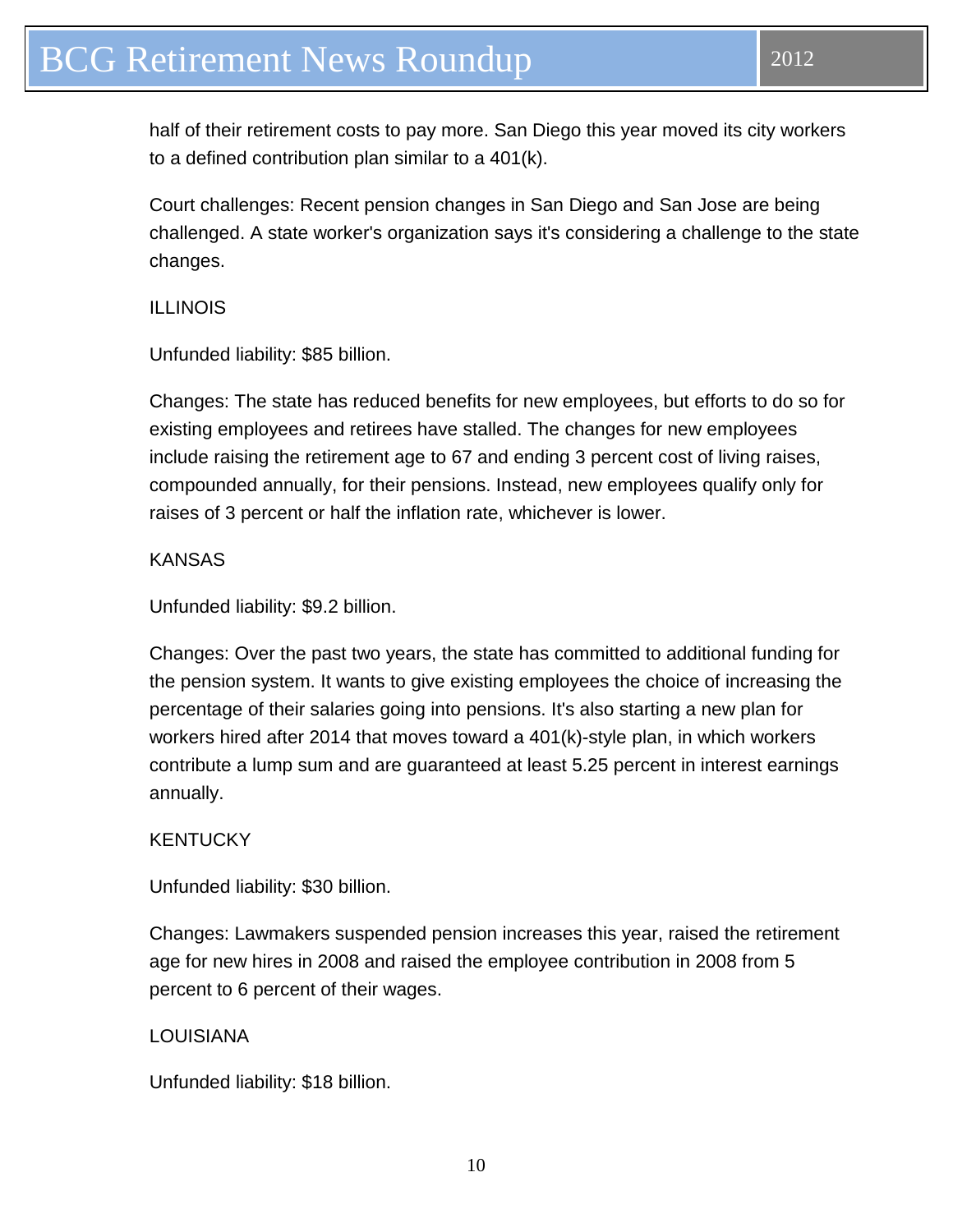half of their retirement costs to pay more. San Diego this year moved its city workers to a defined contribution plan similar to a 401(k).

Court challenges: Recent pension changes in San Diego and San Jose are being challenged. A state worker's organization says it's considering a challenge to the state changes.

ILLINOIS

Unfunded liability: $85 billion.

Changes: The state has reduced benefits for new employees, but efforts to do so for existing employees and retirees have stalled. The changes for new employees include raising the retirement age to 67 and ending 3 percent cost of living raises, compounded annually, for their pensions. Instead, new employees qualify only for raises of 3 percent or half the inflation rate, whichever is lower.

KANSAS

Unfunded liability: $9.2 billion.

Changes: Over the past two years, the state has committed to additional funding for the pension system. It wants to give existing employees the choice of increasing the percentage of their salaries going into pensions. It's also starting a new plan for workers hired after 2014 that moves toward a 401(k)-style plan, in which workers contribute a lump sum and are guaranteed at least 5.25 percent in interest earnings annually.

KENTUCKY

Unfunded liability: $30 billion.

Changes: Lawmakers suspended pension increases this year, raised the retirement age for new hires in 2008 and raised the employee contribution in 2008 from 5 percent to 6 percent of their wages.

LOUISIANA

Unfunded liability: $18 billion.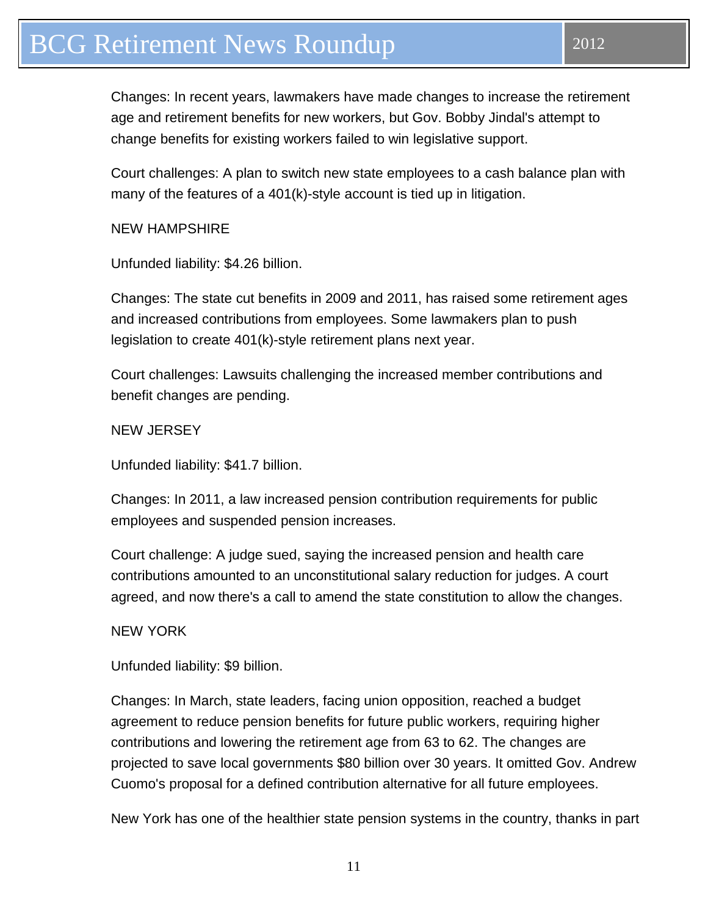Changes: In recent years, lawmakers have made changes to increase the retirement age and retirement benefits for new workers, but Gov. Bobby Jindal's attempt to change benefits for existing workers failed to win legislative support.

Court challenges: A plan to switch new state employees to a cash balance plan with many of the features of a 401(k)-style account is tied up in litigation.

NEW HAMPSHIRE

Unfunded liability: $4.26 billion.

Changes: The state cut benefits in 2009 and 2011, has raised some retirement ages and increased contributions from employees. Some lawmakers plan to push legislation to create 401(k)-style retirement plans next year.

Court challenges: Lawsuits challenging the increased member contributions and benefit changes are pending.

NEW JERSEY

Unfunded liability: $41.7 billion.

Changes: In 2011, a law increased pension contribution requirements for public employees and suspended pension increases.

Court challenge: A judge sued, saying the increased pension and health care contributions amounted to an unconstitutional salary reduction for judges. A court agreed, and now there's a call to amend the state constitution to allow the changes.

NEW YORK

Unfunded liability: $9 billion.

Changes: In March, state leaders, facing union opposition, reached a budget agreement to reduce pension benefits for future public workers, requiring higher contributions and lowering the retirement age from 63 to 62. The changes are projected to save local governments $80 billion over 30 years. It omitted Gov. Andrew Cuomo's proposal for a defined contribution alternative for all future employees.

New York has one of the healthier state pension systems in the country, thanks in part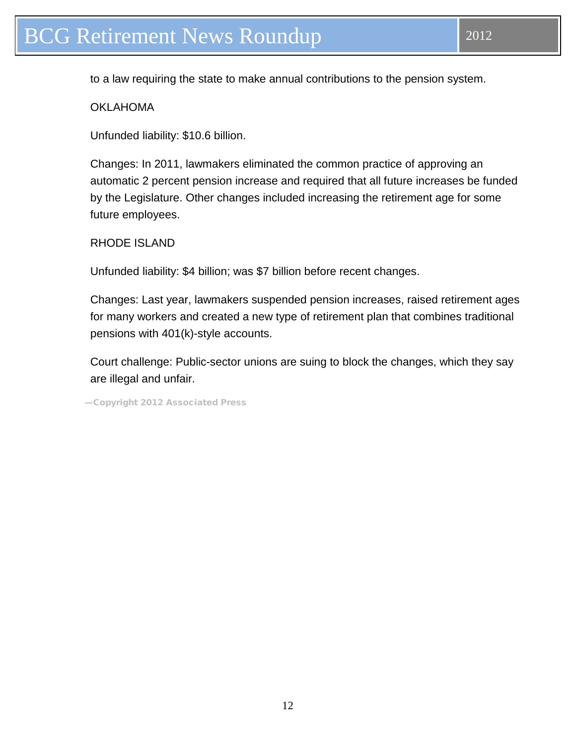to a law requiring the state to make annual contributions to the pension system.

OKLAHOMA

Unfunded liability: $10.6 billion.

Changes: In 2011, lawmakers eliminated the common practice of approving an automatic 2 percent pension increase and required that all future increases be funded by the Legislature. Other changes included increasing the retirement age for some future employees.

RHODE ISLAND

Unfunded liability: $4 billion; was $7 billion before recent changes.

Changes: Last year, lawmakers suspended pension increases, raised retirement ages for many workers and created a new type of retirement plan that combines traditional pensions with 401(k)-style accounts.

Court challenge: Public-sector unions are suing to block the changes, which they say are illegal and unfair.

—Copyright 2012 Associated Press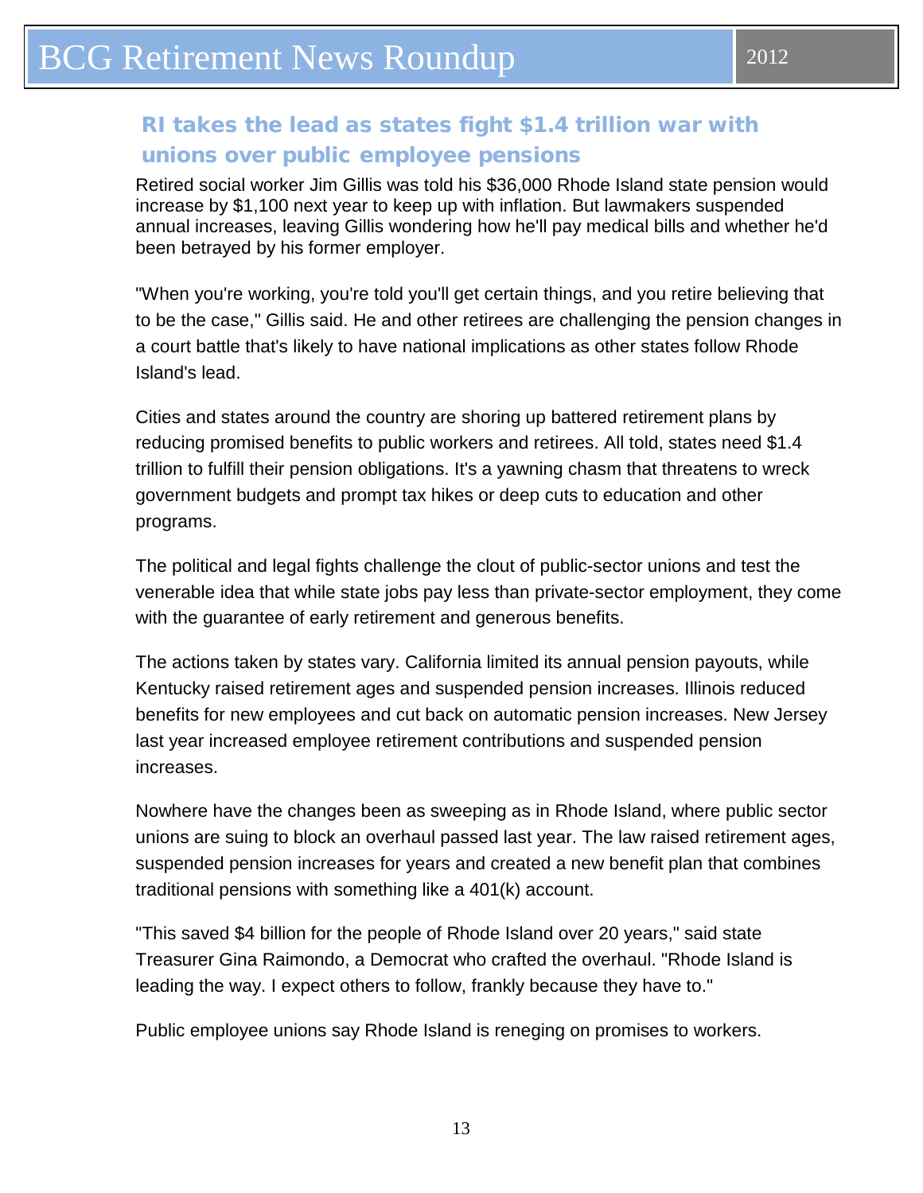## RI takes the lead as states fight $1.4 trillion war with unions over public employee pensions

Retired social worker Jim Gillis was told his $36,000 Rhode Island state pension would increase by $1,100 next year to keep up with inflation. But lawmakers suspended annual increases, leaving Gillis wondering how he'll pay medical bills and whether he'd been betrayed by his former employer.

"When you're working, you're told you'll get certain things, and you retire believing that to be the case," Gillis said. He and other retirees are challenging the pension changes in a court battle that's likely to have national implications as other states follow Rhode Island's lead.

Cities and states around the country are shoring up battered retirement plans by reducing promised benefits to public workers and retirees. All told, states need $1.4 trillion to fulfill their pension obligations. It's a yawning chasm that threatens to wreck government budgets and prompt tax hikes or deep cuts to education and other programs.

The political and legal fights challenge the clout of public-sector unions and test the venerable idea that while state jobs pay less than private-sector employment, they come with the guarantee of early retirement and generous benefits.

The actions taken by states vary. California limited its annual pension payouts, while Kentucky raised retirement ages and suspended pension increases. Illinois reduced benefits for new employees and cut back on automatic pension increases. New Jersey last year increased employee retirement contributions and suspended pension increases.

Nowhere have the changes been as sweeping as in Rhode Island, where public sector unions are suing to block an overhaul passed last year. The law raised retirement ages, suspended pension increases for years and created a new benefit plan that combines traditional pensions with something like a 401(k) account.

"This saved $4 billion for the people of Rhode Island over 20 years," said state Treasurer Gina Raimondo, a Democrat who crafted the overhaul. "Rhode Island is leading the way. I expect others to follow, frankly because they have to."

Public employee unions say Rhode Island is reneging on promises to workers.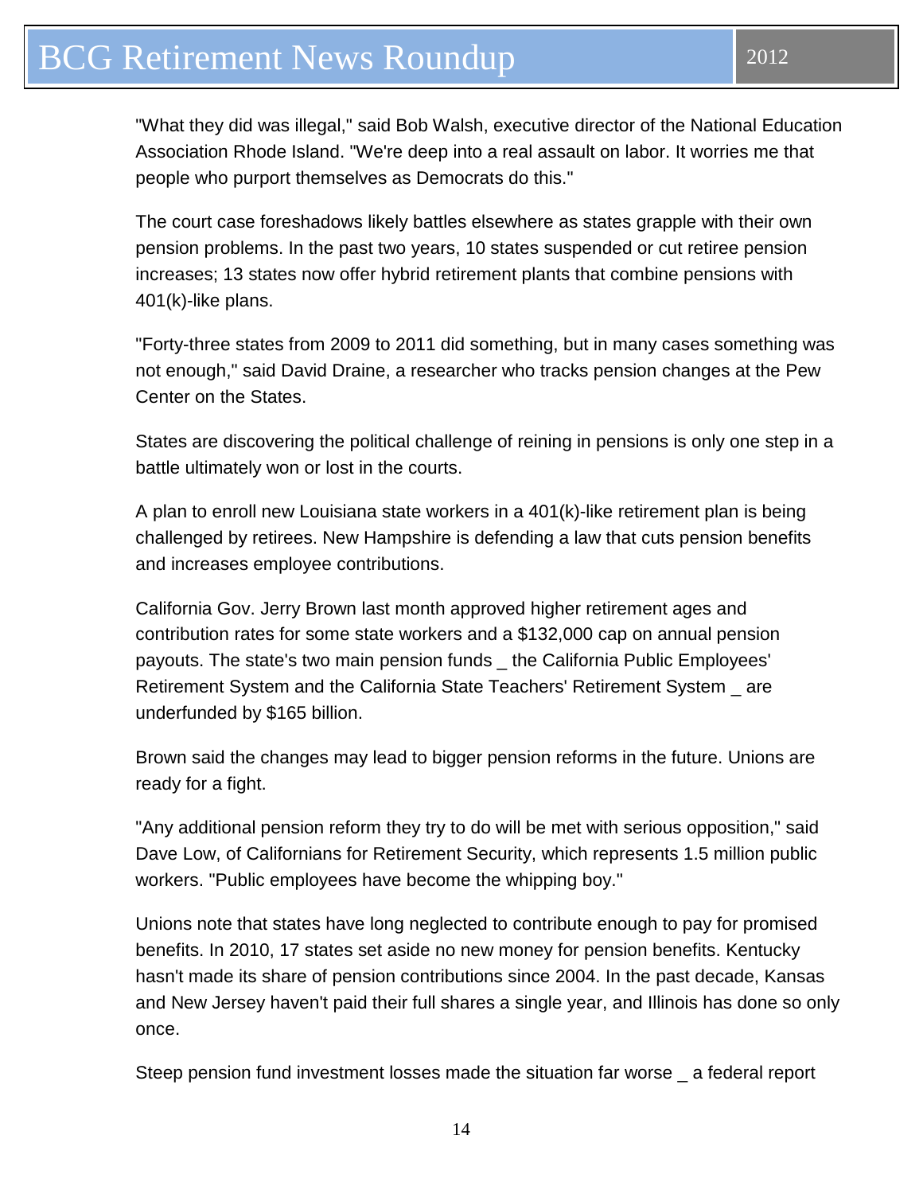"What they did was illegal," said Bob Walsh, executive director of the National Education Association Rhode Island. "We're deep into a real assault on labor. It worries me that people who purport themselves as Democrats do this."

The court case foreshadows likely battles elsewhere as states grapple with their own pension problems. In the past two years, 10 states suspended or cut retiree pension increases; 13 states now offer hybrid retirement plants that combine pensions with 401(k)-like plans.

"Forty-three states from 2009 to 2011 did something, but in many cases something was not enough," said David Draine, a researcher who tracks pension changes at the Pew Center on the States.

States are discovering the political challenge of reining in pensions is only one step in a battle ultimately won or lost in the courts.

A plan to enroll new Louisiana state workers in a 401(k)-like retirement plan is being challenged by retirees. New Hampshire is defending a law that cuts pension benefits and increases employee contributions.

California Gov. Jerry Brown last month approved higher retirement ages and contribution rates for some state workers and a $132,000 cap on annual pension payouts. The state's two main pension funds _ the California Public Employees' Retirement System and the California State Teachers' Retirement System _ are underfunded by $165 billion.

Brown said the changes may lead to bigger pension reforms in the future. Unions are ready for a fight.

"Any additional pension reform they try to do will be met with serious opposition," said Dave Low, of Californians for Retirement Security, which represents 1.5 million public workers. "Public employees have become the whipping boy."

Unions note that states have long neglected to contribute enough to pay for promised benefits. In 2010, 17 states set aside no new money for pension benefits. Kentucky hasn't made its share of pension contributions since 2004. In the past decade, Kansas and New Jersey haven't paid their full shares a single year, and Illinois has done so only once.

Steep pension fund investment losses made the situation far worse _ a federal report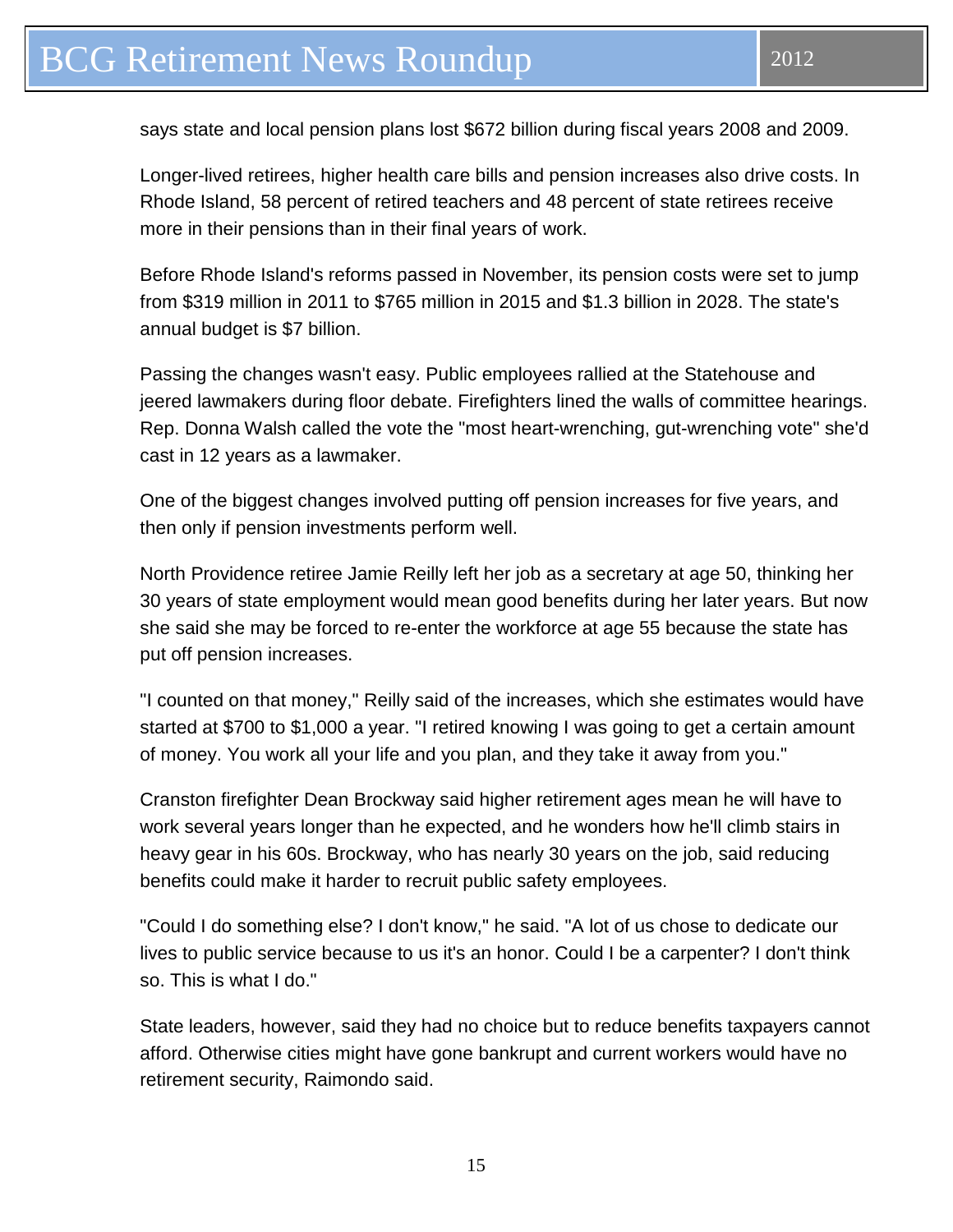says state and local pension plans lost $672 billion during fiscal years 2008 and 2009.

Longer-lived retirees, higher health care bills and pension increases also drive costs. In Rhode Island, 58 percent of retired teachers and 48 percent of state retirees receive more in their pensions than in their final years of work.

Before Rhode Island's reforms passed in November, its pension costs were set to jump from $319 million in 2011 to $765 million in 2015 and $1.3 billion in 2028. The state's annual budget is $7 billion.

Passing the changes wasn't easy. Public employees rallied at the Statehouse and jeered lawmakers during floor debate. Firefighters lined the walls of committee hearings. Rep. Donna Walsh called the vote the "most heart-wrenching, gut-wrenching vote" she'd cast in 12 years as a lawmaker.

One of the biggest changes involved putting off pension increases for five years, and then only if pension investments perform well.

North Providence retiree Jamie Reilly left her job as a secretary at age 50, thinking her 30 years of state employment would mean good benefits during her later years. But now she said she may be forced to re-enter the workforce at age 55 because the state has put off pension increases.

"I counted on that money," Reilly said of the increases, which she estimates would have started at $700 to $1,000 a year. "I retired knowing I was going to get a certain amount of money. You work all your life and you plan, and they take it away from you."

Cranston firefighter Dean Brockway said higher retirement ages mean he will have to work several years longer than he expected, and he wonders how he'll climb stairs in heavy gear in his 60s. Brockway, who has nearly 30 years on the job, said reducing benefits could make it harder to recruit public safety employees.

"Could I do something else? I don't know," he said. "A lot of us chose to dedicate our lives to public service because to us it's an honor. Could I be a carpenter? I don't think so. This is what I do."

State leaders, however, said they had no choice but to reduce benefits taxpayers cannot afford. Otherwise cities might have gone bankrupt and current workers would have no retirement security, Raimondo said.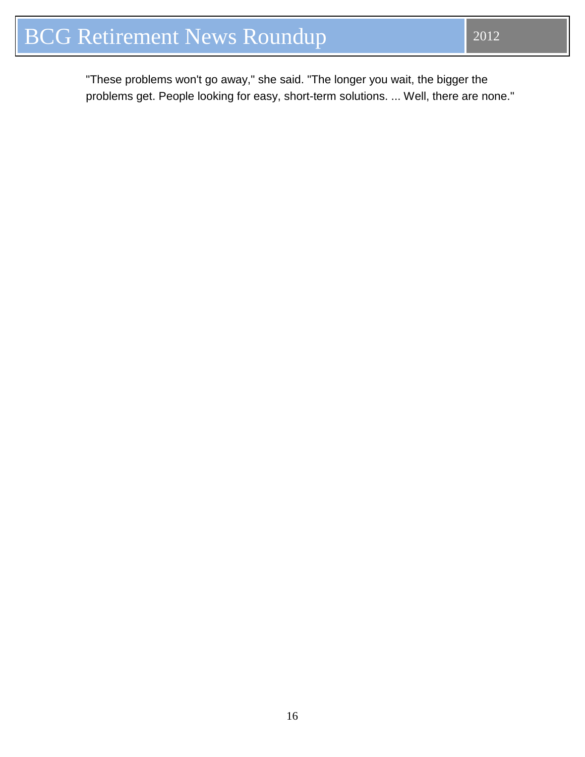"These problems won't go away," she said. "The longer you wait, the bigger the problems get. People looking for easy, short-term solutions. ... Well, there are none."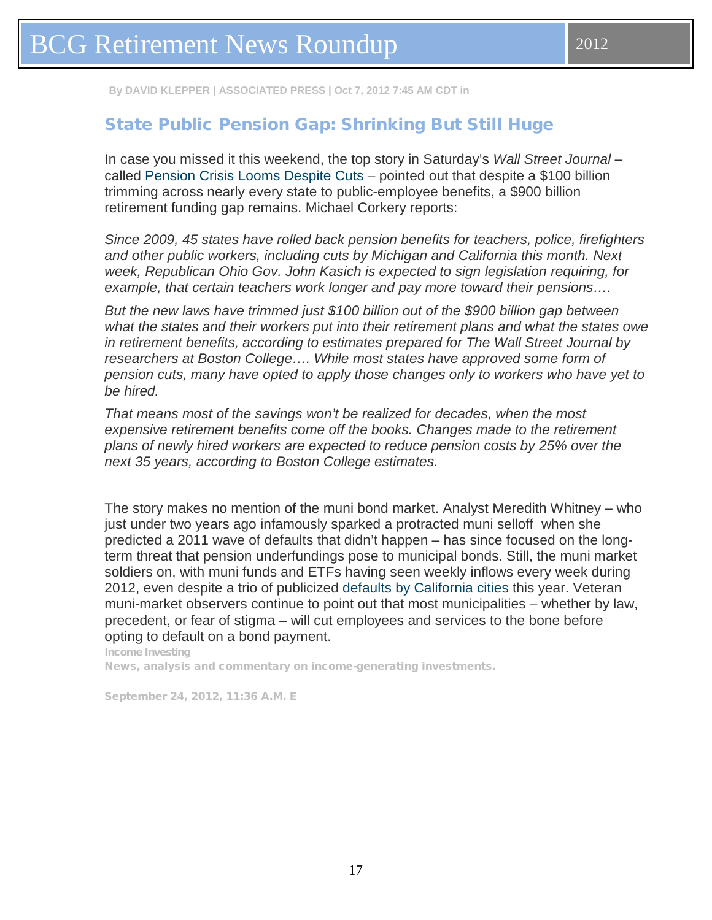By DAVID KLEPPER | ASSOCIATED PRESS | Oct 7, 2012 7:45 AM CDT in

## State Public Pension Gap: Shrinking But Still Huge

In case you missed it this weekend, the top story in Saturday's *Wall Street Journal* – called Pension Crisis Looms Despite Cuts – pointed out that despite a $100 billion trimming across nearly every state to public-employee benefits, a $900 billion retirement funding gap remains. Michael Corkery reports:

*Since 2009, 45 states have rolled back pension benefits for teachers, police, firefighters and other public workers, including cuts by Michigan and California this month. Next week, Republican Ohio Gov. John Kasich is expected to sign legislation requiring, for example, that certain teachers work longer and pay more toward their pensions….*

*But the new laws have trimmed just $100 billion out of the $900 billion gap between what the states and their workers put into their retirement plans and what the states owe in retirement benefits, according to estimates prepared for The Wall Street Journal by researchers at Boston College…. While most states have approved some form of pension cuts, many have opted to apply those changes only to workers who have yet to be hired.*

*That means most of the savings won't be realized for decades, when the most expensive retirement benefits come off the books. Changes made to the retirement plans of newly hired workers are expected to reduce pension costs by 25% over the next 35 years, according to Boston College estimates.*

The story makes no mention of the muni bond market. Analyst Meredith Whitney – who just under two years ago infamously sparked a protracted muni selloff when she predicted a 2011 wave of defaults that didn't happen – has since focused on the long-term threat that pension underfundings pose to municipal bonds. Still, the muni market soldiers on, with muni funds and ETFs having seen weekly inflows every week during 2012, even despite a trio of publicized defaults by California cities this year. Veteran muni-market observers continue to point out that most municipalities – whether by law, precedent, or fear of stigma – will cut employees and services to the bone before opting to default on a bond payment.

Income Investing

News, analysis and commentary on income-generating investments.

September 24, 2012, 11:36 A.M. E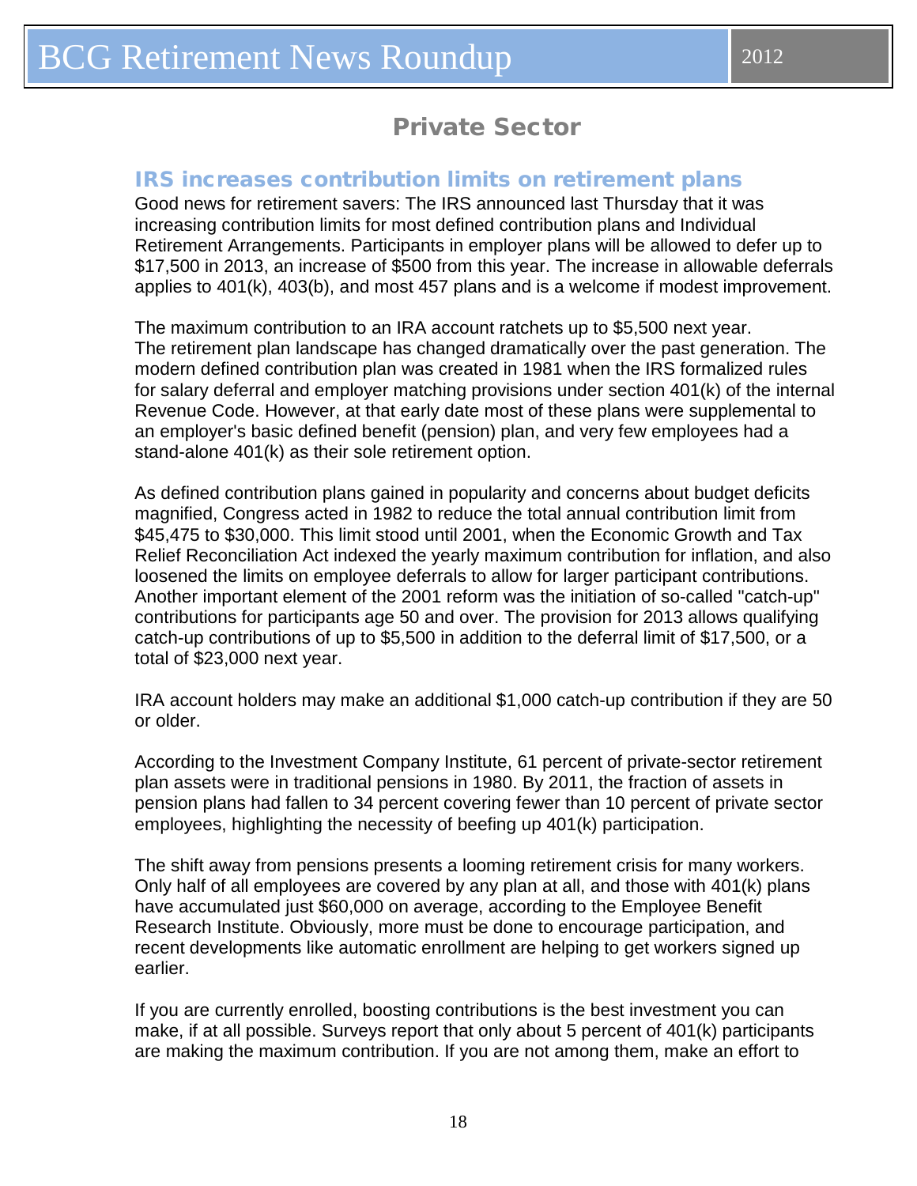## Private Sector

### IRS increases contribution limits on retirement plans

Good news for retirement savers: The IRS announced last Thursday that it was increasing contribution limits for most defined contribution plans and Individual Retirement Arrangements. Participants in employer plans will be allowed to defer up to $17,500 in 2013, an increase of $500 from this year. The increase in allowable deferrals applies to 401(k), 403(b), and most 457 plans and is a welcome if modest improvement.

The maximum contribution to an IRA account ratchets up to $5,500 next year. The retirement plan landscape has changed dramatically over the past generation. The modern defined contribution plan was created in 1981 when the IRS formalized rules for salary deferral and employer matching provisions under section 401(k) of the internal Revenue Code. However, at that early date most of these plans were supplemental to an employer's basic defined benefit (pension) plan, and very few employees had a stand-alone 401(k) as their sole retirement option.

As defined contribution plans gained in popularity and concerns about budget deficits magnified, Congress acted in 1982 to reduce the total annual contribution limit from $45,475 to $30,000. This limit stood until 2001, when the Economic Growth and Tax Relief Reconciliation Act indexed the yearly maximum contribution for inflation, and also loosened the limits on employee deferrals to allow for larger participant contributions. Another important element of the 2001 reform was the initiation of so-called "catch-up" contributions for participants age 50 and over. The provision for 2013 allows qualifying catch-up contributions of up to $5,500 in addition to the deferral limit of $17,500, or a total of $23,000 next year.

IRA account holders may make an additional $1,000 catch-up contribution if they are 50 or older.

According to the Investment Company Institute, 61 percent of private-sector retirement plan assets were in traditional pensions in 1980. By 2011, the fraction of assets in pension plans had fallen to 34 percent covering fewer than 10 percent of private sector employees, highlighting the necessity of beefing up 401(k) participation.

The shift away from pensions presents a looming retirement crisis for many workers. Only half of all employees are covered by any plan at all, and those with 401(k) plans have accumulated just $60,000 on average, according to the Employee Benefit Research Institute. Obviously, more must be done to encourage participation, and recent developments like automatic enrollment are helping to get workers signed up earlier.

If you are currently enrolled, boosting contributions is the best investment you can make, if at all possible. Surveys report that only about 5 percent of 401(k) participants are making the maximum contribution. If you are not among them, make an effort to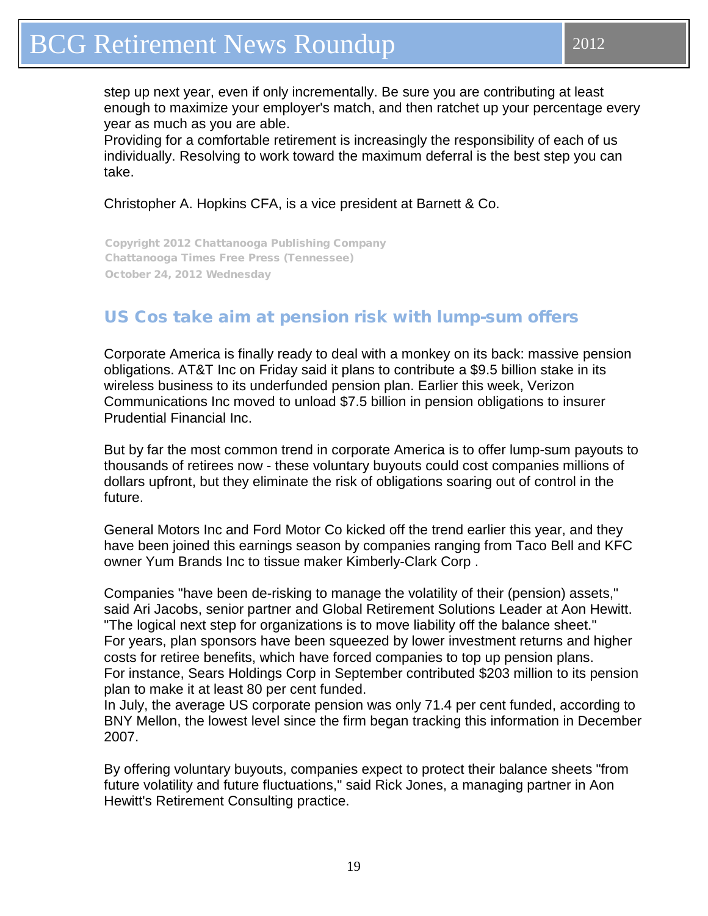step up next year, even if only incrementally. Be sure you are contributing at least enough to maximize your employer's match, and then ratchet up your percentage every year as much as you are able.

Providing for a comfortable retirement is increasingly the responsibility of each of us individually. Resolving to work toward the maximum deferral is the best step you can take.

Christopher A. Hopkins CFA, is a vice president at Barnett & Co.

Copyright 2012 Chattanooga Publishing Company
Chattanooga Times Free Press (Tennessee)
October 24, 2012 Wednesday

## US Cos take aim at pension risk with lump-sum offers

Corporate America is finally ready to deal with a monkey on its back: massive pension obligations. AT&T Inc on Friday said it plans to contribute a $9.5 billion stake in its wireless business to its underfunded pension plan. Earlier this week, Verizon Communications Inc moved to unload $7.5 billion in pension obligations to insurer Prudential Financial Inc.

But by far the most common trend in corporate America is to offer lump-sum payouts to thousands of retirees now - these voluntary buyouts could cost companies millions of dollars upfront, but they eliminate the risk of obligations soaring out of control in the future.

General Motors Inc and Ford Motor Co kicked off the trend earlier this year, and they have been joined this earnings season by companies ranging from Taco Bell and KFC owner Yum Brands Inc to tissue maker Kimberly-Clark Corp .

Companies "have been de-risking to manage the volatility of their (pension) assets," said Ari Jacobs, senior partner and Global Retirement Solutions Leader at Aon Hewitt. "The logical next step for organizations is to move liability off the balance sheet."

For years, plan sponsors have been squeezed by lower investment returns and higher costs for retiree benefits, which have forced companies to top up pension plans.

For instance, Sears Holdings Corp in September contributed $203 million to its pension plan to make it at least 80 per cent funded.

In July, the average US corporate pension was only 71.4 per cent funded, according to BNY Mellon, the lowest level since the firm began tracking this information in December 2007.

By offering voluntary buyouts, companies expect to protect their balance sheets "from future volatility and future fluctuations," said Rick Jones, a managing partner in Aon Hewitt's Retirement Consulting practice.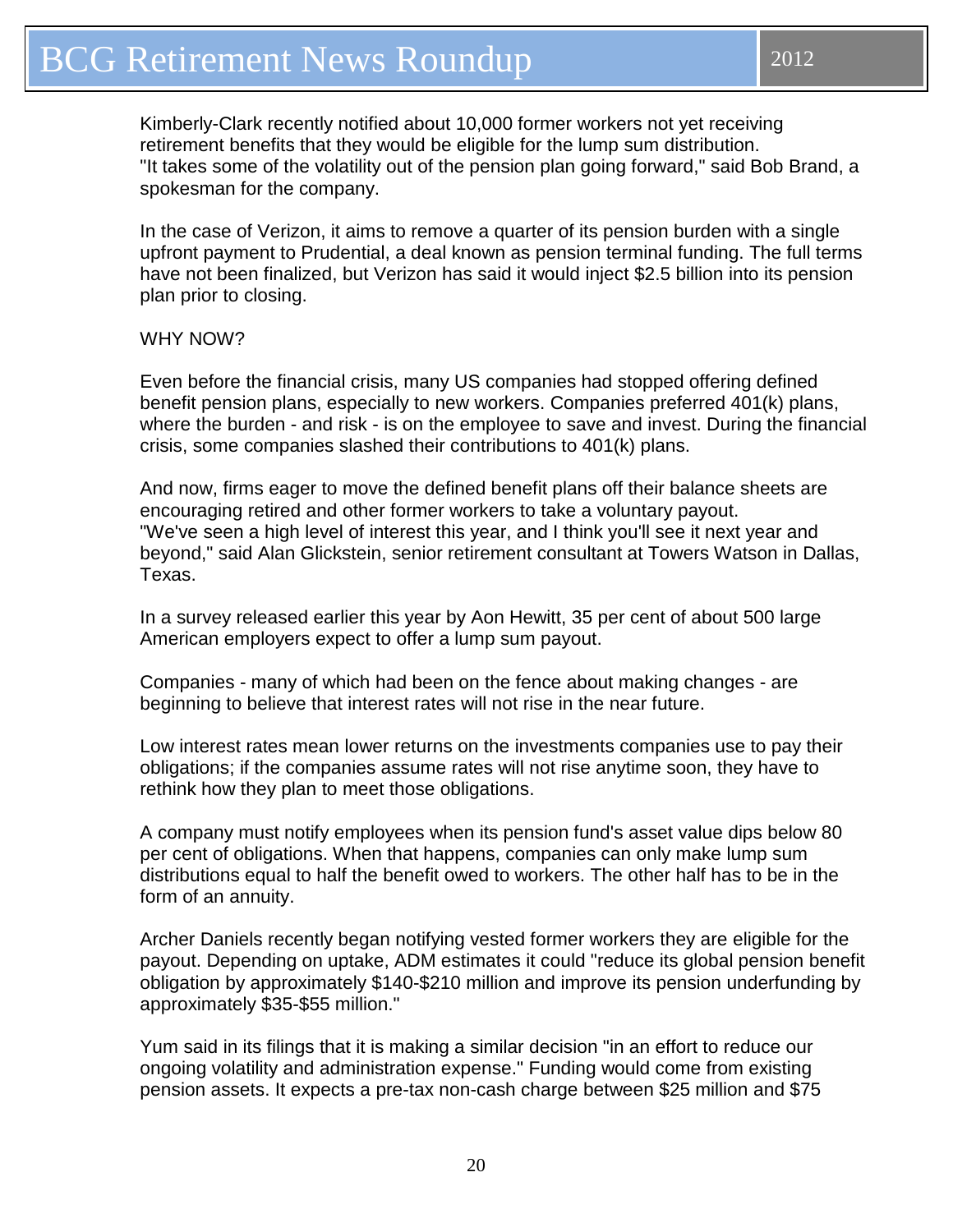Kimberly-Clark recently notified about 10,000 former workers not yet receiving retirement benefits that they would be eligible for the lump sum distribution. "It takes some of the volatility out of the pension plan going forward," said Bob Brand, a spokesman for the company.

In the case of Verizon, it aims to remove a quarter of its pension burden with a single upfront payment to Prudential, a deal known as pension terminal funding. The full terms have not been finalized, but Verizon has said it would inject $2.5 billion into its pension plan prior to closing.

WHY NOW?

Even before the financial crisis, many US companies had stopped offering defined benefit pension plans, especially to new workers. Companies preferred 401(k) plans, where the burden - and risk - is on the employee to save and invest. During the financial crisis, some companies slashed their contributions to 401(k) plans.

And now, firms eager to move the defined benefit plans off their balance sheets are encouraging retired and other former workers to take a voluntary payout. "We've seen a high level of interest this year, and I think you'll see it next year and beyond," said Alan Glickstein, senior retirement consultant at Towers Watson in Dallas, Texas.

In a survey released earlier this year by Aon Hewitt, 35 per cent of about 500 large American employers expect to offer a lump sum payout.

Companies - many of which had been on the fence about making changes - are beginning to believe that interest rates will not rise in the near future.

Low interest rates mean lower returns on the investments companies use to pay their obligations; if the companies assume rates will not rise anytime soon, they have to rethink how they plan to meet those obligations.

A company must notify employees when its pension fund's asset value dips below 80 per cent of obligations. When that happens, companies can only make lump sum distributions equal to half the benefit owed to workers. The other half has to be in the form of an annuity.

Archer Daniels recently began notifying vested former workers they are eligible for the payout. Depending on uptake, ADM estimates it could "reduce its global pension benefit obligation by approximately $140-$210 million and improve its pension underfunding by approximately $35-$55 million."

Yum said in its filings that it is making a similar decision "in an effort to reduce our ongoing volatility and administration expense." Funding would come from existing pension assets. It expects a pre-tax non-cash charge between $25 million and $75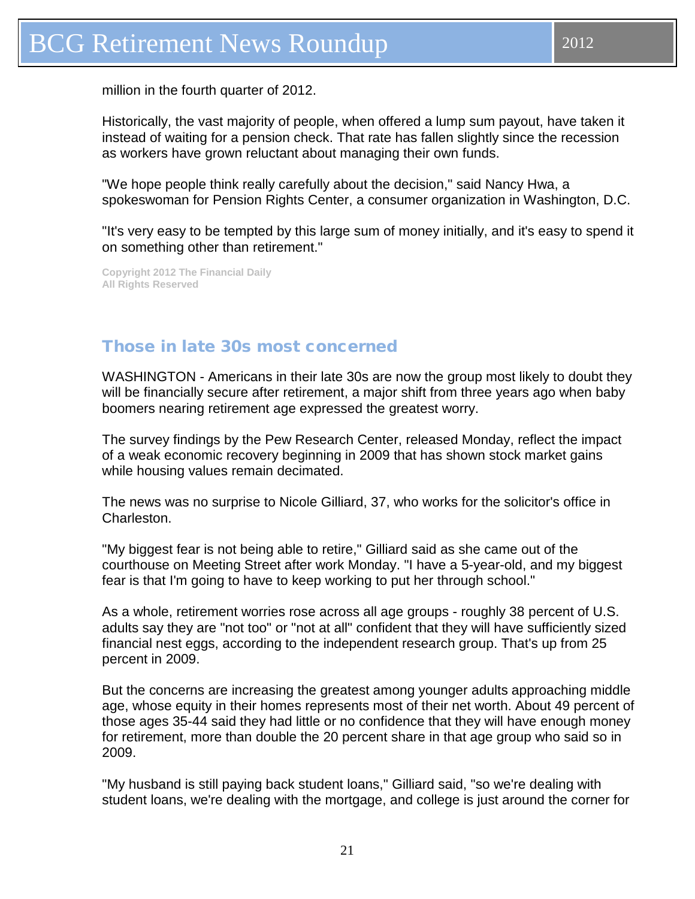million in the fourth quarter of 2012.

Historically, the vast majority of people, when offered a lump sum payout, have taken it instead of waiting for a pension check. That rate has fallen slightly since the recession as workers have grown reluctant about managing their own funds.

"We hope people think really carefully about the decision," said Nancy Hwa, a spokeswoman for Pension Rights Center, a consumer organization in Washington, D.C.

"It's very easy to be tempted by this large sum of money initially, and it's easy to spend it on something other than retirement."

**Copyright 2012 The Financial Daily**
**All Rights Reserved**

## Those in late 30s most concerned

WASHINGTON - Americans in their late 30s are now the group most likely to doubt they will be financially secure after retirement, a major shift from three years ago when baby boomers nearing retirement age expressed the greatest worry.

The survey findings by the Pew Research Center, released Monday, reflect the impact of a weak economic recovery beginning in 2009 that has shown stock market gains while housing values remain decimated.

The news was no surprise to Nicole Gilliard, 37, who works for the solicitor's office in Charleston.

"My biggest fear is not being able to retire," Gilliard said as she came out of the courthouse on Meeting Street after work Monday. "I have a 5-year-old, and my biggest fear is that I'm going to have to keep working to put her through school."

As a whole, retirement worries rose across all age groups - roughly 38 percent of U.S. adults say they are "not too" or "not at all" confident that they will have sufficiently sized financial nest eggs, according to the independent research group. That's up from 25 percent in 2009.

But the concerns are increasing the greatest among younger adults approaching middle age, whose equity in their homes represents most of their net worth. About 49 percent of those ages 35-44 said they had little or no confidence that they will have enough money for retirement, more than double the 20 percent share in that age group who said so in 2009.

"My husband is still paying back student loans," Gilliard said, "so we're dealing with student loans, we're dealing with the mortgage, and college is just around the corner for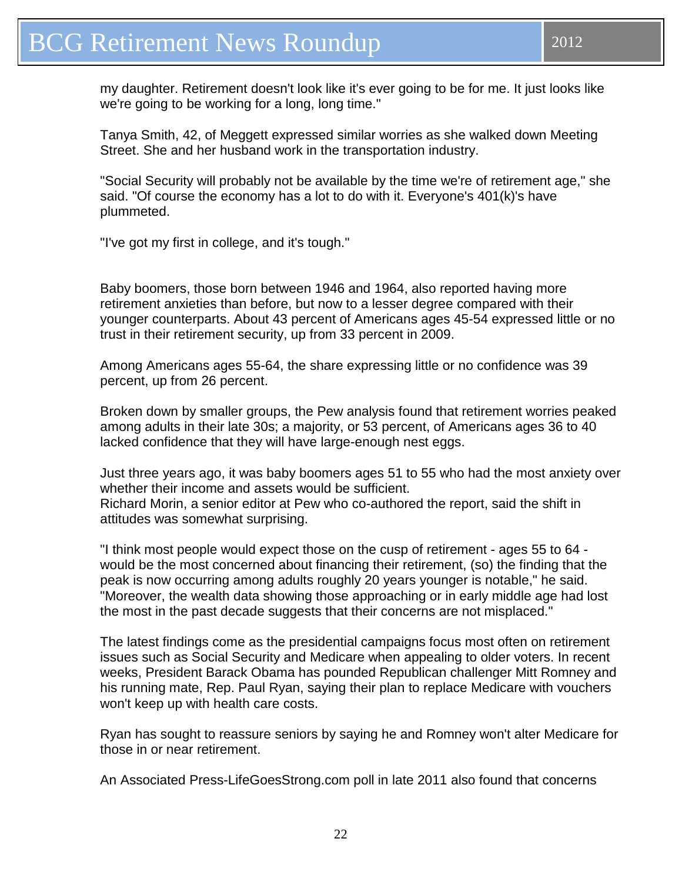my daughter. Retirement doesn't look like it's ever going to be for me. It just looks like we're going to be working for a long, long time."

Tanya Smith, 42, of Meggett expressed similar worries as she walked down Meeting Street. She and her husband work in the transportation industry.

"Social Security will probably not be available by the time we're of retirement age," she said. "Of course the economy has a lot to do with it. Everyone's 401(k)'s have plummeted.

"I've got my first in college, and it's tough."

Baby boomers, those born between 1946 and 1964, also reported having more retirement anxieties than before, but now to a lesser degree compared with their younger counterparts. About 43 percent of Americans ages 45-54 expressed little or no trust in their retirement security, up from 33 percent in 2009.

Among Americans ages 55-64, the share expressing little or no confidence was 39 percent, up from 26 percent.

Broken down by smaller groups, the Pew analysis found that retirement worries peaked among adults in their late 30s; a majority, or 53 percent, of Americans ages 36 to 40 lacked confidence that they will have large-enough nest eggs.

Just three years ago, it was baby boomers ages 51 to 55 who had the most anxiety over whether their income and assets would be sufficient.
Richard Morin, a senior editor at Pew who co-authored the report, said the shift in attitudes was somewhat surprising.

"I think most people would expect those on the cusp of retirement - ages 55 to 64 - would be the most concerned about financing their retirement, (so) the finding that the peak is now occurring among adults roughly 20 years younger is notable," he said. "Moreover, the wealth data showing those approaching or in early middle age had lost the most in the past decade suggests that their concerns are not misplaced."

The latest findings come as the presidential campaigns focus most often on retirement issues such as Social Security and Medicare when appealing to older voters. In recent weeks, President Barack Obama has pounded Republican challenger Mitt Romney and his running mate, Rep. Paul Ryan, saying their plan to replace Medicare with vouchers won't keep up with health care costs.

Ryan has sought to reassure seniors by saying he and Romney won't alter Medicare for those in or near retirement.

An Associated Press-LifeGoesStrong.com poll in late 2011 also found that concerns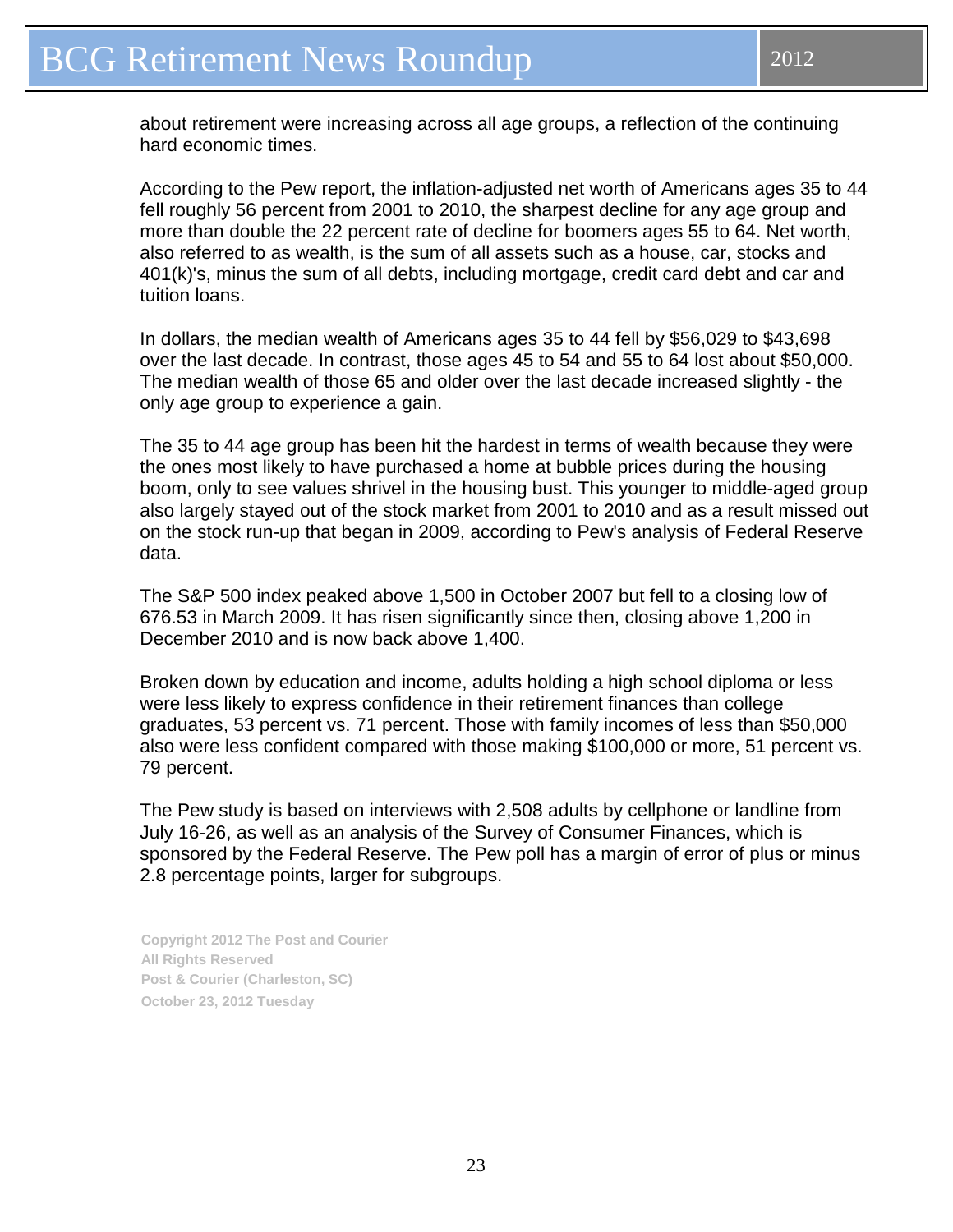about retirement were increasing across all age groups, a reflection of the continuing hard economic times.

According to the Pew report, the inflation-adjusted net worth of Americans ages 35 to 44 fell roughly 56 percent from 2001 to 2010, the sharpest decline for any age group and more than double the 22 percent rate of decline for boomers ages 55 to 64. Net worth, also referred to as wealth, is the sum of all assets such as a house, car, stocks and 401(k)'s, minus the sum of all debts, including mortgage, credit card debt and car and tuition loans.

In dollars, the median wealth of Americans ages 35 to 44 fell by $56,029 to $43,698 over the last decade. In contrast, those ages 45 to 54 and 55 to 64 lost about $50,000. The median wealth of those 65 and older over the last decade increased slightly - the only age group to experience a gain.

The 35 to 44 age group has been hit the hardest in terms of wealth because they were the ones most likely to have purchased a home at bubble prices during the housing boom, only to see values shrivel in the housing bust. This younger to middle-aged group also largely stayed out of the stock market from 2001 to 2010 and as a result missed out on the stock run-up that began in 2009, according to Pew's analysis of Federal Reserve data.

The S&P 500 index peaked above 1,500 in October 2007 but fell to a closing low of 676.53 in March 2009. It has risen significantly since then, closing above 1,200 in December 2010 and is now back above 1,400.

Broken down by education and income, adults holding a high school diploma or less were less likely to express confidence in their retirement finances than college graduates, 53 percent vs. 71 percent. Those with family incomes of less than $50,000 also were less confident compared with those making $100,000 or more, 51 percent vs. 79 percent.

The Pew study is based on interviews with 2,508 adults by cellphone or landline from July 16-26, as well as an analysis of the Survey of Consumer Finances, which is sponsored by the Federal Reserve. The Pew poll has a margin of error of plus or minus 2.8 percentage points, larger for subgroups.

**Copyright 2012 The Post and Courier**
**All Rights Reserved**
**Post & Courier (Charleston, SC)**
**October 23, 2012 Tuesday**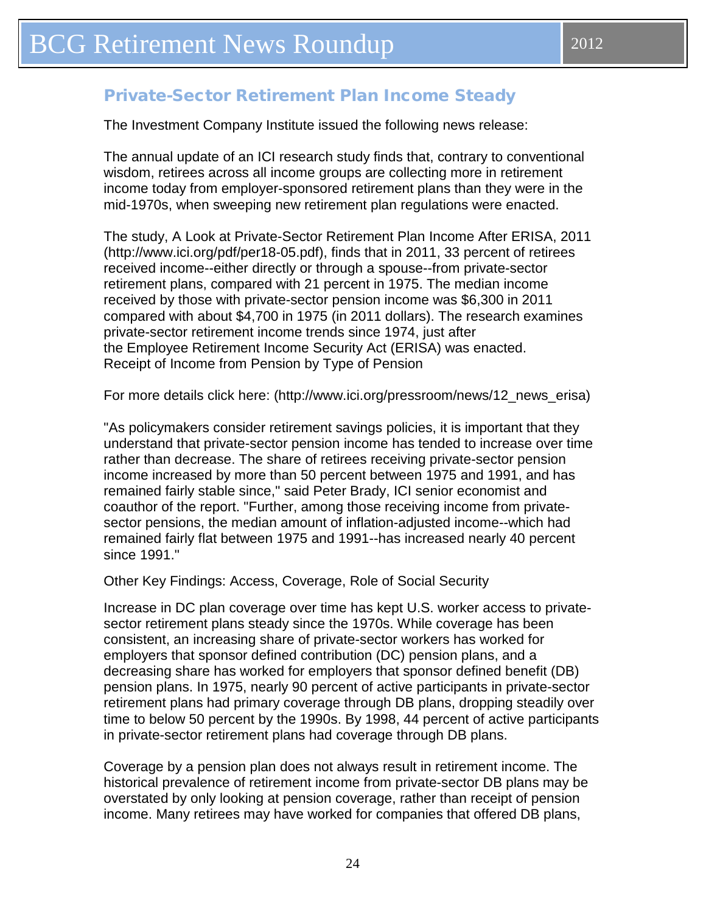## Private-Sector Retirement Plan Income Steady

The Investment Company Institute issued the following news release:

The annual update of an ICI research study finds that, contrary to conventional wisdom, retirees across all income groups are collecting more in retirement income today from employer-sponsored retirement plans than they were in the mid-1970s, when sweeping new retirement plan regulations were enacted.

The study, A Look at Private-Sector Retirement Plan Income After ERISA, 2011 (http://www.ici.org/pdf/per18-05.pdf), finds that in 2011, 33 percent of retirees received income--either directly or through a spouse--from private-sector retirement plans, compared with 21 percent in 1975. The median income received by those with private-sector pension income was $6,300 in 2011 compared with about $4,700 in 1975 (in 2011 dollars). The research examines private-sector retirement income trends since 1974, just after the Employee Retirement Income Security Act (ERISA) was enacted. Receipt of Income from Pension by Type of Pension

For more details click here: (http://www.ici.org/pressroom/news/12_news_erisa)

"As policymakers consider retirement savings policies, it is important that they understand that private-sector pension income has tended to increase over time rather than decrease. The share of retirees receiving private-sector pension income increased by more than 50 percent between 1975 and 1991, and has remained fairly stable since," said Peter Brady, ICI senior economist and coauthor of the report. "Further, among those receiving income from private-sector pensions, the median amount of inflation-adjusted income--which had remained fairly flat between 1975 and 1991--has increased nearly 40 percent since 1991."

Other Key Findings: Access, Coverage, Role of Social Security

Increase in DC plan coverage over time has kept U.S. worker access to private-sector retirement plans steady since the 1970s. While coverage has been consistent, an increasing share of private-sector workers has worked for employers that sponsor defined contribution (DC) pension plans, and a decreasing share has worked for employers that sponsor defined benefit (DB) pension plans. In 1975, nearly 90 percent of active participants in private-sector retirement plans had primary coverage through DB plans, dropping steadily over time to below 50 percent by the 1990s. By 1998, 44 percent of active participants in private-sector retirement plans had coverage through DB plans.

Coverage by a pension plan does not always result in retirement income. The historical prevalence of retirement income from private-sector DB plans may be overstated by only looking at pension coverage, rather than receipt of pension income. Many retirees may have worked for companies that offered DB plans,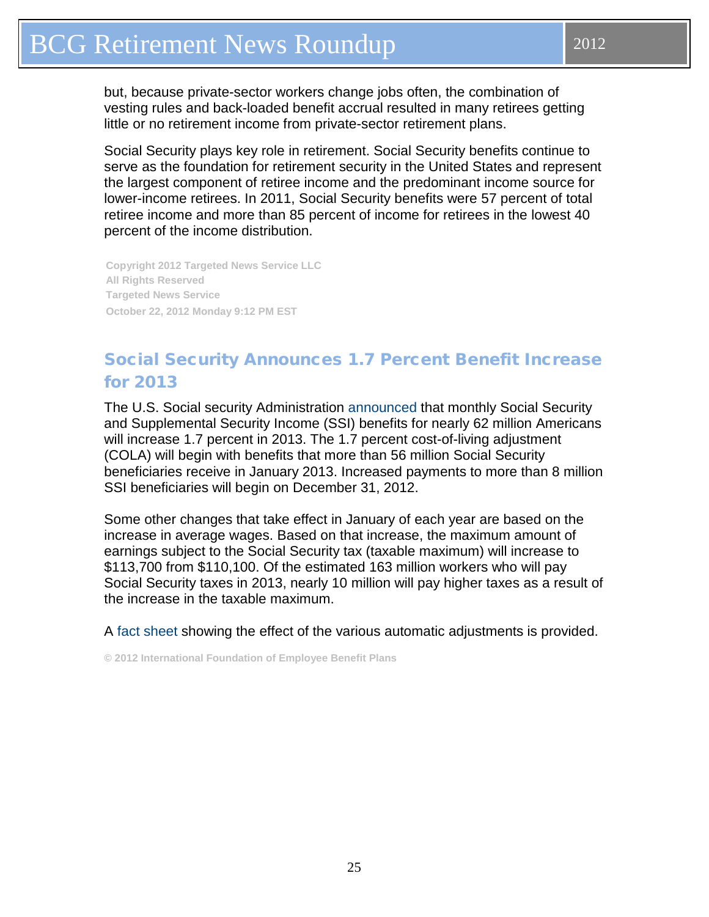but, because private-sector workers change jobs often, the combination of vesting rules and back-loaded benefit accrual resulted in many retirees getting little or no retirement income from private-sector retirement plans.

Social Security plays key role in retirement. Social Security benefits continue to serve as the foundation for retirement security in the United States and represent the largest component of retiree income and the predominant income source for lower-income retirees. In 2011, Social Security benefits were 57 percent of total retiree income and more than 85 percent of income for retirees in the lowest 40 percent of the income distribution.

**Copyright 2012 Targeted News Service LLC**
**All Rights Reserved**
**Targeted News Service**
**October 22, 2012 Monday 9:12 PM EST**

## Social Security Announces 1.7 Percent Benefit Increase for 2013

The U.S. Social security Administration announced that monthly Social Security and Supplemental Security Income (SSI) benefits for nearly 62 million Americans will increase 1.7 percent in 2013. The 1.7 percent cost-of-living adjustment (COLA) will begin with benefits that more than 56 million Social Security beneficiaries receive in January 2013. Increased payments to more than 8 million SSI beneficiaries will begin on December 31, 2012.

Some other changes that take effect in January of each year are based on the increase in average wages. Based on that increase, the maximum amount of earnings subject to the Social Security tax (taxable maximum) will increase to $113,700 from $110,100. Of the estimated 163 million workers who will pay Social Security taxes in 2013, nearly 10 million will pay higher taxes as a result of the increase in the taxable maximum.

A fact sheet showing the effect of the various automatic adjustments is provided.

**© 2012 International Foundation of Employee Benefit Plans**